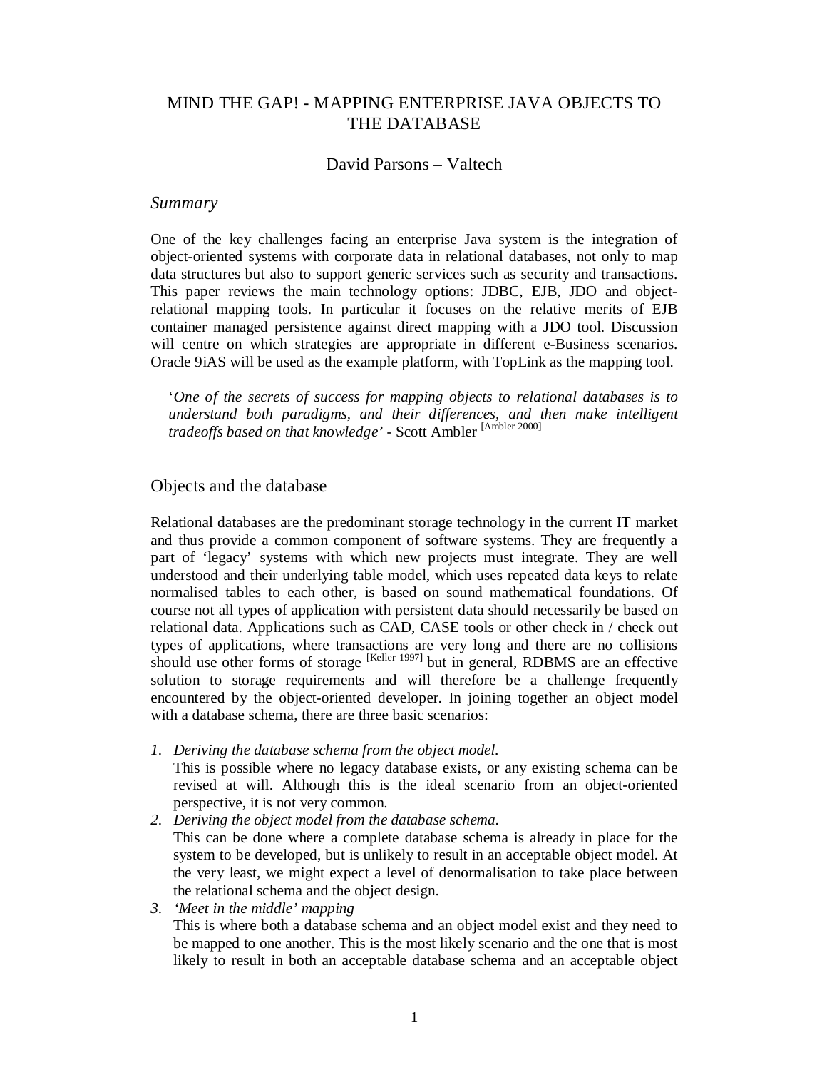# MIND THE GAP! - MAPPING ENTERPRISE JAVA OBJECTS TO THE DATABASE

David Parsons – Valtech

## *Summary*

One of the key challenges facing an enterprise Java system is the integration of object-oriented systems with corporate data in relational databases, not only to map data structures but also to support generic services such as security and transactions. This paper reviews the main technology options: JDBC, EJB, JDO and object-relational mapping tools. In particular it focuses on the relative merits of EJB container managed persistence against direct mapping with a JDO tool. Discussion will centre on which strategies are appropriate in different e-Business scenarios. Oracle 9iAS will be used as the example platform, with TopLink as the mapping tool.

> '*One of the secrets of success for mapping objects to relational databases is to understand both paradigms, and their differences, and then make intelligent tradeoffs based on that knowledge*' - Scott Ambler [Ambler 2000]

## Objects and the database

Relational databases are the predominant storage technology in the current IT market and thus provide a common component of software systems. They are frequently a part of 'legacy' systems with which new projects must integrate. They are well understood and their underlying table model, which uses repeated data keys to relate normalised tables to each other, is based on sound mathematical foundations. Of course not all types of application with persistent data should necessarily be based on relational data. Applications such as CAD, CASE tools or other check in / check out types of applications, where transactions are very long and there are no collisions should use other forms of storage [Keller 1997] but in general, RDBMS are an effective solution to storage requirements and will therefore be a challenge frequently encountered by the object-oriented developer. In joining together an object model with a database schema, there are three basic scenarios:

1. *Deriving the database schema from the object model.*
   This is possible where no legacy database exists, or any existing schema can be revised at will. Although this is the ideal scenario from an object-oriented perspective, it is not very common.
2. *Deriving the object model from the database schema.*
   This can be done where a complete database schema is already in place for the system to be developed, but is unlikely to result in an acceptable object model. At the very least, we might expect a level of denormalisation to take place between the relational schema and the object design.
3. *'Meet in the middle' mapping*
   This is where both a database schema and an object model exist and they need to be mapped to one another. This is the most likely scenario and the one that is most likely to result in both an acceptable database schema and an acceptable object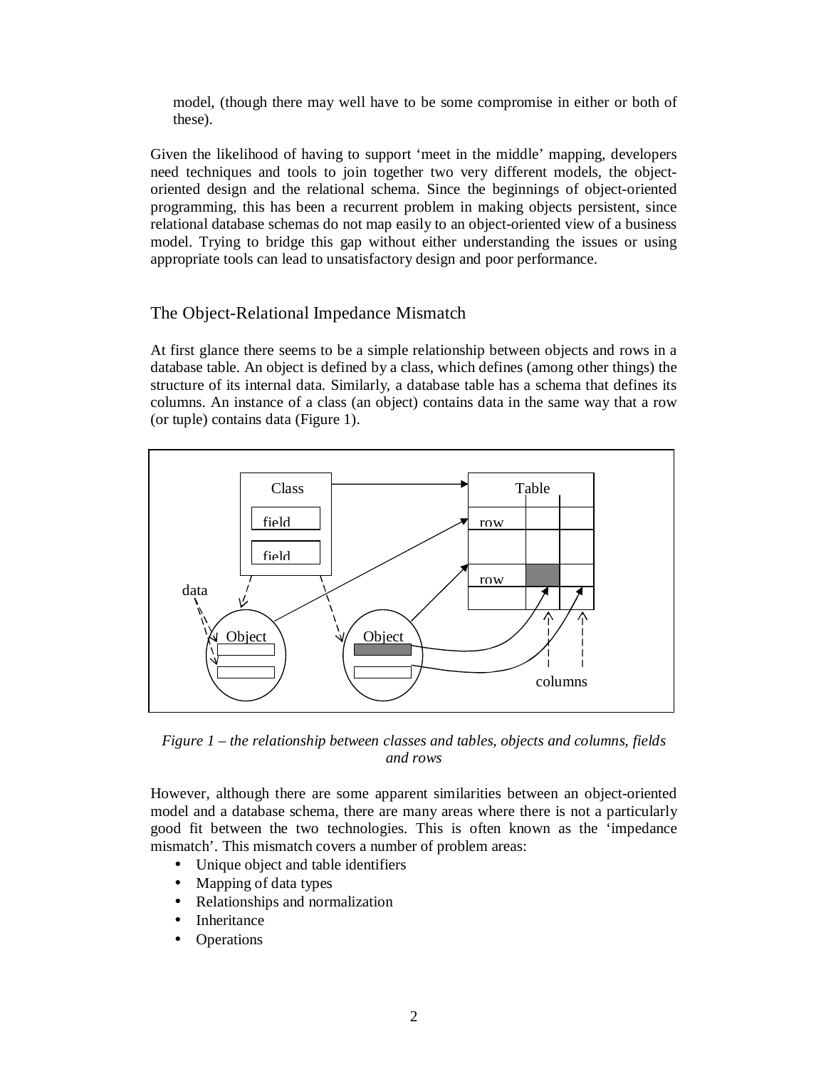model, (though there may well have to be some compromise in either or both of these).

Given the likelihood of having to support 'meet in the middle' mapping, developers need techniques and tools to join together two very different models, the object-oriented design and the relational schema. Since the beginnings of object-oriented programming, this has been a recurrent problem in making objects persistent, since relational database schemas do not map easily to an object-oriented view of a business model. Trying to bridge this gap without either understanding the issues or using appropriate tools can lead to unsatisfactory design and poor performance.

## The Object-Relational Impedance Mismatch

At first glance there seems to be a simple relationship between objects and rows in a database table. An object is defined by a class, which defines (among other things) the structure of its internal data. Similarly, a database table has a schema that defines its columns. An instance of a class (an object) contains data in the same way that a row (or tuple) contains data (Figure 1).

*Figure 1 – the relationship between classes and tables, objects and columns, fields and rows*

However, although there are some apparent similarities between an object-oriented model and a database schema, there are many areas where there is not a particularly good fit between the two technologies. This is often known as the 'impedance mismatch'. This mismatch covers a number of problem areas:

- Unique object and table identifiers
- Mapping of data types
- Relationships and normalization
- Inheritance
- Operations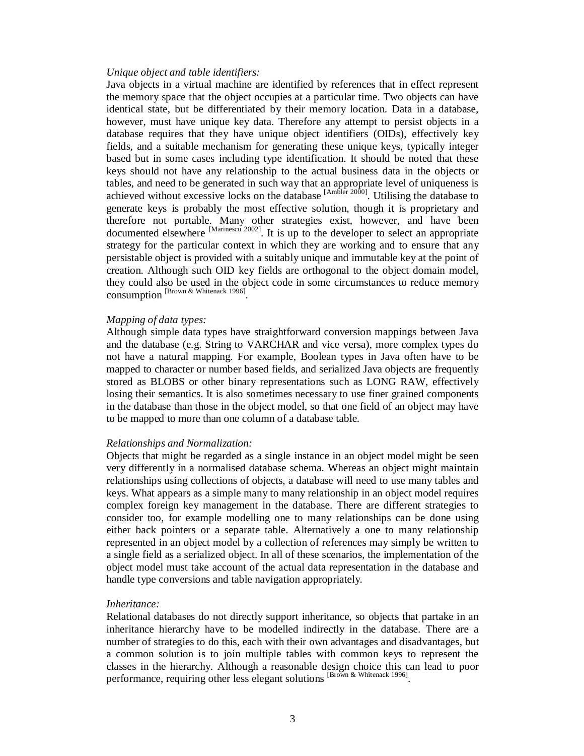*Unique object and table identifiers:*
Java objects in a virtual machine are identified by references that in effect represent the memory space that the object occupies at a particular time. Two objects can have identical state, but be differentiated by their memory location. Data in a database, however, must have unique key data. Therefore any attempt to persist objects in a database requires that they have unique object identifiers (OIDs), effectively key fields, and a suitable mechanism for generating these unique keys, typically integer based but in some cases including type identification. It should be noted that these keys should not have any relationship to the actual business data in the objects or tables, and need to be generated in such way that an appropriate level of uniqueness is achieved without excessive locks on the database [Ambler 2000]. Utilising the database to generate keys is probably the most effective solution, though it is proprietary and therefore not portable. Many other strategies exist, however, and have been documented elsewhere [Marinescu 2002]. It is up to the developer to select an appropriate strategy for the particular context in which they are working and to ensure that any persistable object is provided with a suitably unique and immutable key at the point of creation. Although such OID key fields are orthogonal to the object domain model, they could also be used in the object code in some circumstances to reduce memory consumption [Brown & Whitenack 1996].

*Mapping of data types:*
Although simple data types have straightforward conversion mappings between Java and the database (e.g. String to VARCHAR and vice versa), more complex types do not have a natural mapping. For example, Boolean types in Java often have to be mapped to character or number based fields, and serialized Java objects are frequently stored as BLOBS or other binary representations such as LONG RAW, effectively losing their semantics. It is also sometimes necessary to use finer grained components in the database than those in the object model, so that one field of an object may have to be mapped to more than one column of a database table.

*Relationships and Normalization:*
Objects that might be regarded as a single instance in an object model might be seen very differently in a normalised database schema. Whereas an object might maintain relationships using collections of objects, a database will need to use many tables and keys. What appears as a simple many to many relationship in an object model requires complex foreign key management in the database. There are different strategies to consider too, for example modelling one to many relationships can be done using either back pointers or a separate table. Alternatively a one to many relationship represented in an object model by a collection of references may simply be written to a single field as a serialized object. In all of these scenarios, the implementation of the object model must take account of the actual data representation in the database and handle type conversions and table navigation appropriately.

*Inheritance:*
Relational databases do not directly support inheritance, so objects that partake in an inheritance hierarchy have to be modelled indirectly in the database. There are a number of strategies to do this, each with their own advantages and disadvantages, but a common solution is to join multiple tables with common keys to represent the classes in the hierarchy. Although a reasonable design choice this can lead to poor performance, requiring other less elegant solutions [Brown & Whitenack 1996].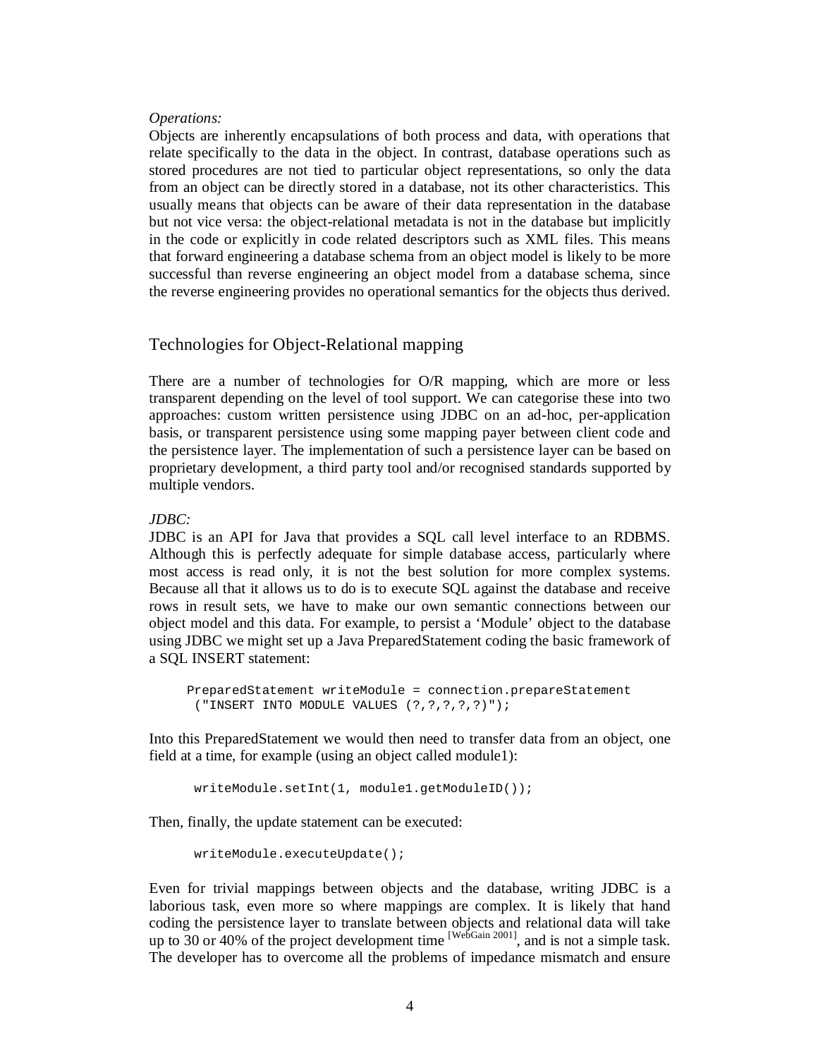*Operations:*
Objects are inherently encapsulations of both process and data, with operations that relate specifically to the data in the object. In contrast, database operations such as stored procedures are not tied to particular object representations, so only the data from an object can be directly stored in a database, not its other characteristics. This usually means that objects can be aware of their data representation in the database but not vice versa: the object-relational metadata is not in the database but implicitly in the code or explicitly in code related descriptors such as XML files. This means that forward engineering a database schema from an object model is likely to be more successful than reverse engineering an object model from a database schema, since the reverse engineering provides no operational semantics for the objects thus derived.

## Technologies for Object-Relational mapping

There are a number of technologies for O/R mapping, which are more or less transparent depending on the level of tool support. We can categorise these into two approaches: custom written persistence using JDBC on an ad-hoc, per-application basis, or transparent persistence using some mapping payer between client code and the persistence layer. The implementation of such a persistence layer can be based on proprietary development, a third party tool and/or recognised standards supported by multiple vendors.

*JDBC:*
JDBC is an API for Java that provides a SQL call level interface to an RDBMS. Although this is perfectly adequate for simple database access, particularly where most access is read only, it is not the best solution for more complex systems. Because all that it allows us to do is to execute SQL against the database and receive rows in result sets, we have to make our own semantic connections between our object model and this data. For example, to persist a 'Module' object to the database using JDBC we might set up a Java PreparedStatement coding the basic framework of a SQL INSERT statement:

```
PreparedStatement writeModule = connection.prepareStatement
 ("INSERT INTO MODULE VALUES (?,?,?,?,?)");
```

Into this PreparedStatement we would then need to transfer data from an object, one field at a time, for example (using an object called module1):

```
writeModule.setInt(1, module1.getModuleID());
```

Then, finally, the update statement can be executed:

```
writeModule.executeUpdate();
```

Even for trivial mappings between objects and the database, writing JDBC is a laborious task, even more so where mappings are complex. It is likely that hand coding the persistence layer to translate between objects and relational data will take up to 30 or 40% of the project development time [WebGain 2001], and is not a simple task. The developer has to overcome all the problems of impedance mismatch and ensure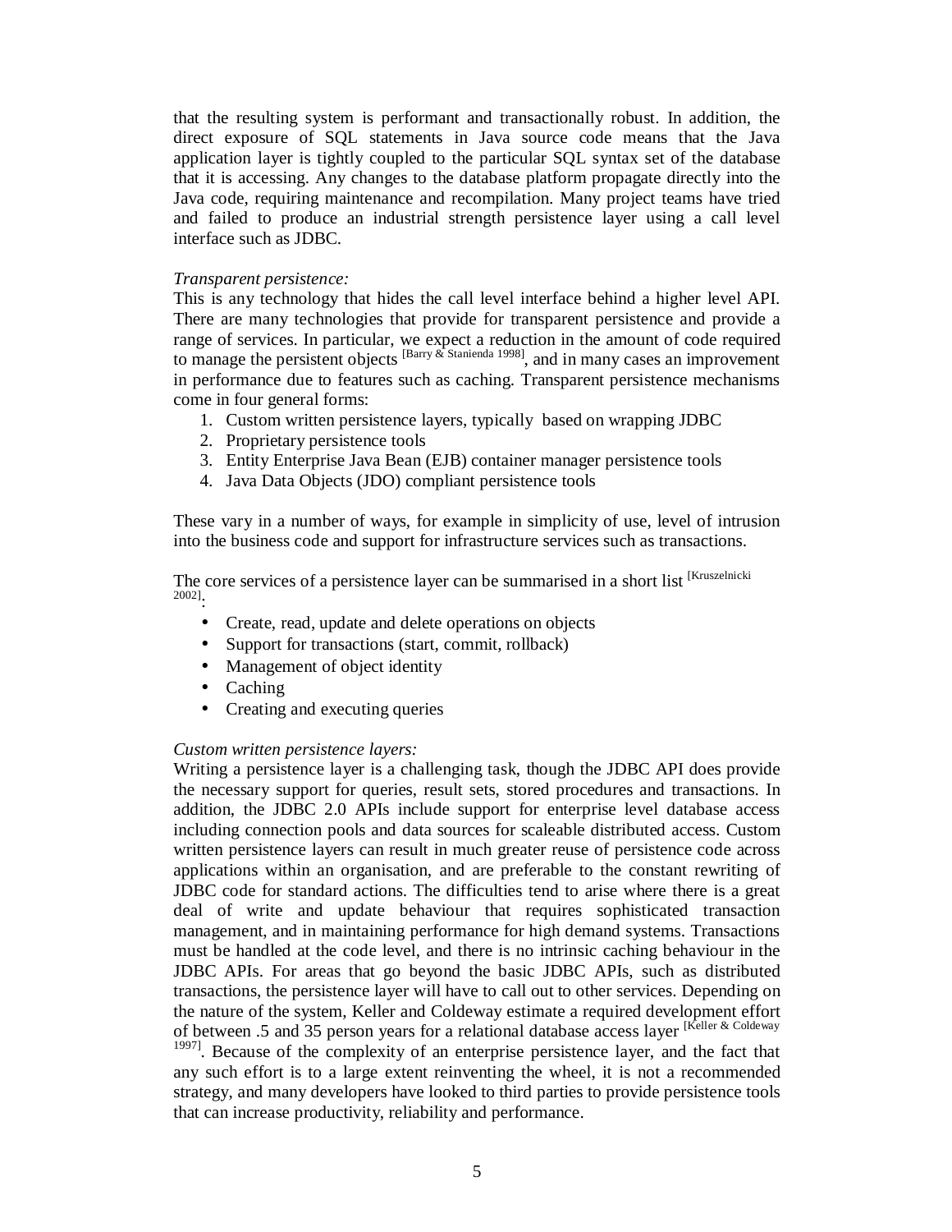that the resulting system is performant and transactionally robust. In addition, the direct exposure of SQL statements in Java source code means that the Java application layer is tightly coupled to the particular SQL syntax set of the database that it is accessing. Any changes to the database platform propagate directly into the Java code, requiring maintenance and recompilation. Many project teams have tried and failed to produce an industrial strength persistence layer using a call level interface such as JDBC.

*Transparent persistence:*
This is any technology that hides the call level interface behind a higher level API. There are many technologies that provide for transparent persistence and provide a range of services. In particular, we expect a reduction in the amount of code required to manage the persistent objects [Barry & Stanienda 1998], and in many cases an improvement in performance due to features such as caching. Transparent persistence mechanisms come in four general forms:

1. Custom written persistence layers, typically based on wrapping JDBC
2. Proprietary persistence tools
3. Entity Enterprise Java Bean (EJB) container manager persistence tools
4. Java Data Objects (JDO) compliant persistence tools

These vary in a number of ways, for example in simplicity of use, level of intrusion into the business code and support for infrastructure services such as transactions.

The core services of a persistence layer can be summarised in a short list [Kruszelnicki 2002]:

- Create, read, update and delete operations on objects
- Support for transactions (start, commit, rollback)
- Management of object identity
- Caching
- Creating and executing queries

*Custom written persistence layers:*
Writing a persistence layer is a challenging task, though the JDBC API does provide the necessary support for queries, result sets, stored procedures and transactions. In addition, the JDBC 2.0 APIs include support for enterprise level database access including connection pools and data sources for scaleable distributed access. Custom written persistence layers can result in much greater reuse of persistence code across applications within an organisation, and are preferable to the constant rewriting of JDBC code for standard actions. The difficulties tend to arise where there is a great deal of write and update behaviour that requires sophisticated transaction management, and in maintaining performance for high demand systems. Transactions must be handled at the code level, and there is no intrinsic caching behaviour in the JDBC APIs. For areas that go beyond the basic JDBC APIs, such as distributed transactions, the persistence layer will have to call out to other services. Depending on the nature of the system, Keller and Coldeway estimate a required development effort of between .5 and 35 person years for a relational database access layer [Keller & Coldeway 1997]. Because of the complexity of an enterprise persistence layer, and the fact that any such effort is to a large extent reinventing the wheel, it is not a recommended strategy, and many developers have looked to third parties to provide persistence tools that can increase productivity, reliability and performance.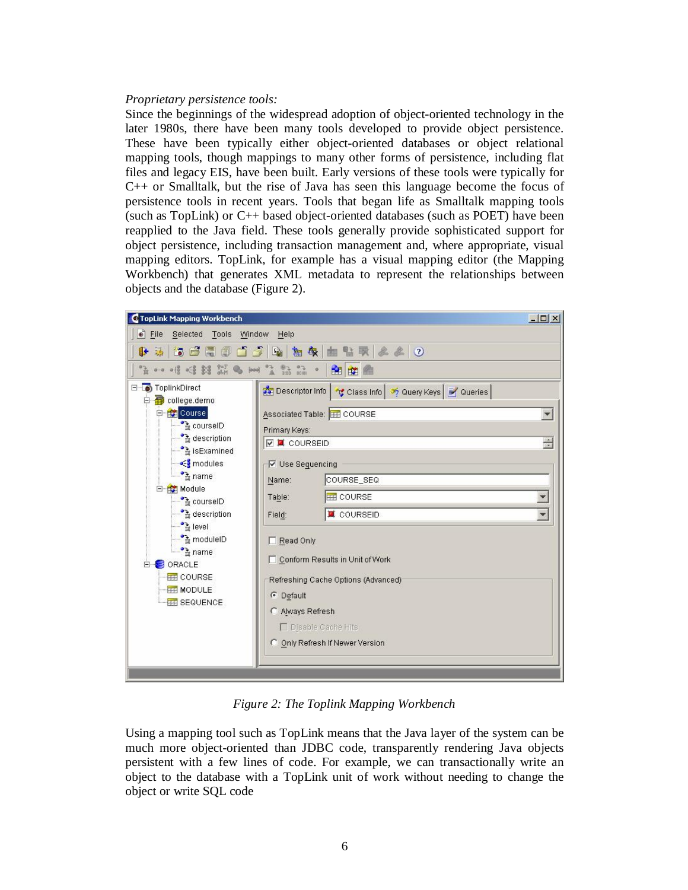*Proprietary persistence tools:*

Since the beginnings of the widespread adoption of object-oriented technology in the later 1980s, there have been many tools developed to provide object persistence. These have been typically either object-oriented databases or object relational mapping tools, though mappings to many other forms of persistence, including flat files and legacy EIS, have been built. Early versions of these tools were typically for C++ or Smalltalk, but the rise of Java has seen this language become the focus of persistence tools in recent years. Tools that began life as Smalltalk mapping tools (such as TopLink) or C++ based object-oriented databases (such as POET) have been reapplied to the Java field. These tools generally provide sophisticated support for object persistence, including transaction management and, where appropriate, visual mapping editors. TopLink, for example has a visual mapping editor (the Mapping Workbench) that generates XML metadata to represent the relationships between objects and the database (Figure 2).

*Figure 2: The Toplink Mapping Workbench*

Using a mapping tool such as TopLink means that the Java layer of the system can be much more object-oriented than JDBC code, transparently rendering Java objects persistent with a few lines of code. For example, we can transactionally write an object to the database with a TopLink unit of work without needing to change the object or write SQL code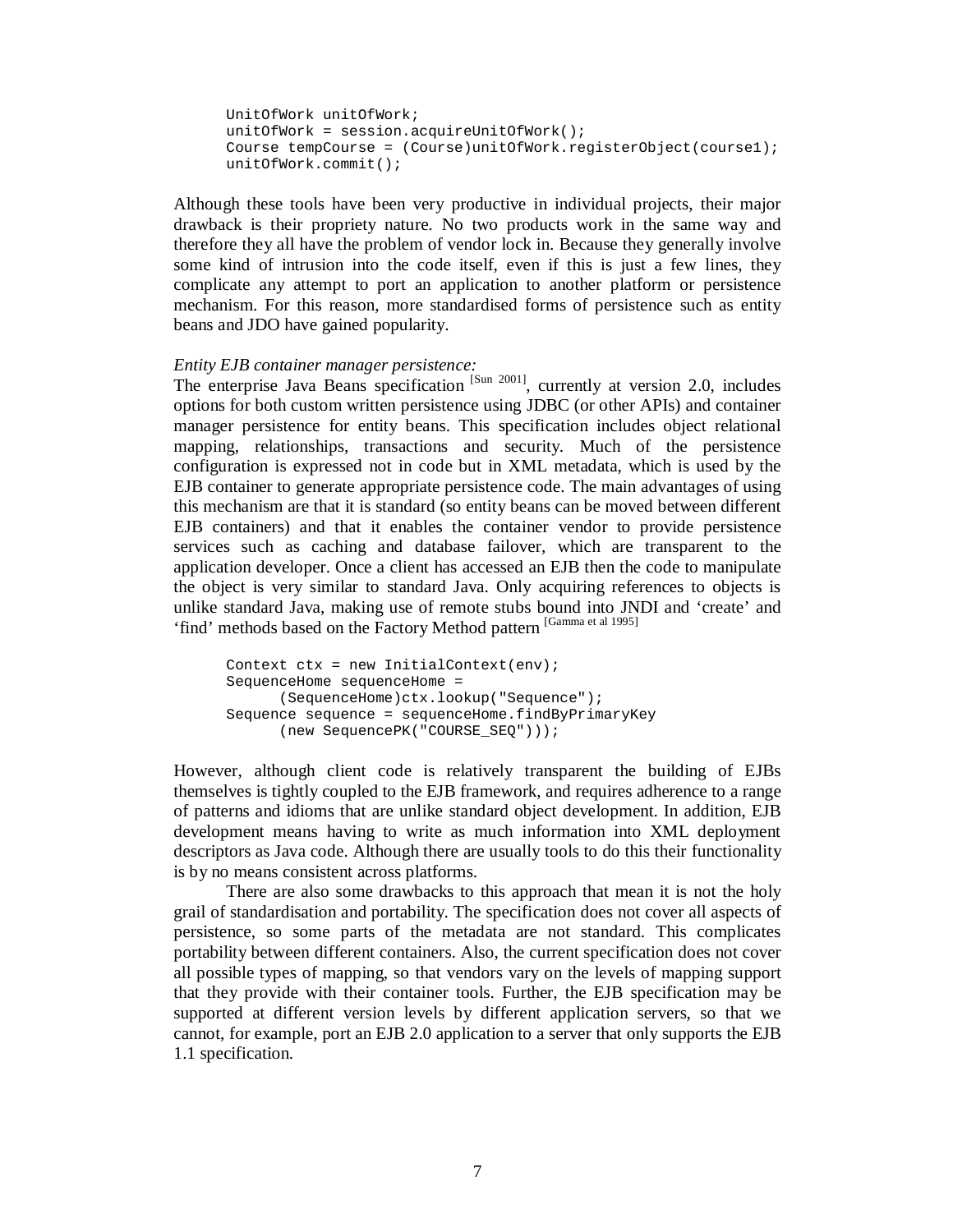```
UnitOfWork unitOfWork;
unitOfWork = session.acquireUnitOfWork();
Course tempCourse = (Course)unitOfWork.registerObject(course1);
unitOfWork.commit();
```

Although these tools have been very productive in individual projects, their major drawback is their propriety nature. No two products work in the same way and therefore they all have the problem of vendor lock in. Because they generally involve some kind of intrusion into the code itself, even if this is just a few lines, they complicate any attempt to port an application to another platform or persistence mechanism. For this reason, more standardised forms of persistence such as entity beans and JDO have gained popularity.

*Entity EJB container manager persistence:*
The enterprise Java Beans specification [Sun 2001], currently at version 2.0, includes options for both custom written persistence using JDBC (or other APIs) and container manager persistence for entity beans. This specification includes object relational mapping, relationships, transactions and security. Much of the persistence configuration is expressed not in code but in XML metadata, which is used by the EJB container to generate appropriate persistence code. The main advantages of using this mechanism are that it is standard (so entity beans can be moved between different EJB containers) and that it enables the container vendor to provide persistence services such as caching and database failover, which are transparent to the application developer. Once a client has accessed an EJB then the code to manipulate the object is very similar to standard Java. Only acquiring references to objects is unlike standard Java, making use of remote stubs bound into JNDI and 'create' and 'find' methods based on the Factory Method pattern [Gamma et al 1995]

```
Context ctx = new InitialContext(env);
SequenceHome sequenceHome =
      (SequenceHome)ctx.lookup("Sequence");
Sequence sequence = sequenceHome.findByPrimaryKey
      (new SequencePK("COURSE_SEQ")));
```

However, although client code is relatively transparent the building of EJBs themselves is tightly coupled to the EJB framework, and requires adherence to a range of patterns and idioms that are unlike standard object development. In addition, EJB development means having to write as much information into XML deployment descriptors as Java code. Although there are usually tools to do this their functionality is by no means consistent across platforms.

There are also some drawbacks to this approach that mean it is not the holy grail of standardisation and portability. The specification does not cover all aspects of persistence, so some parts of the metadata are not standard. This complicates portability between different containers. Also, the current specification does not cover all possible types of mapping, so that vendors vary on the levels of mapping support that they provide with their container tools. Further, the EJB specification may be supported at different version levels by different application servers, so that we cannot, for example, port an EJB 2.0 application to a server that only supports the EJB 1.1 specification.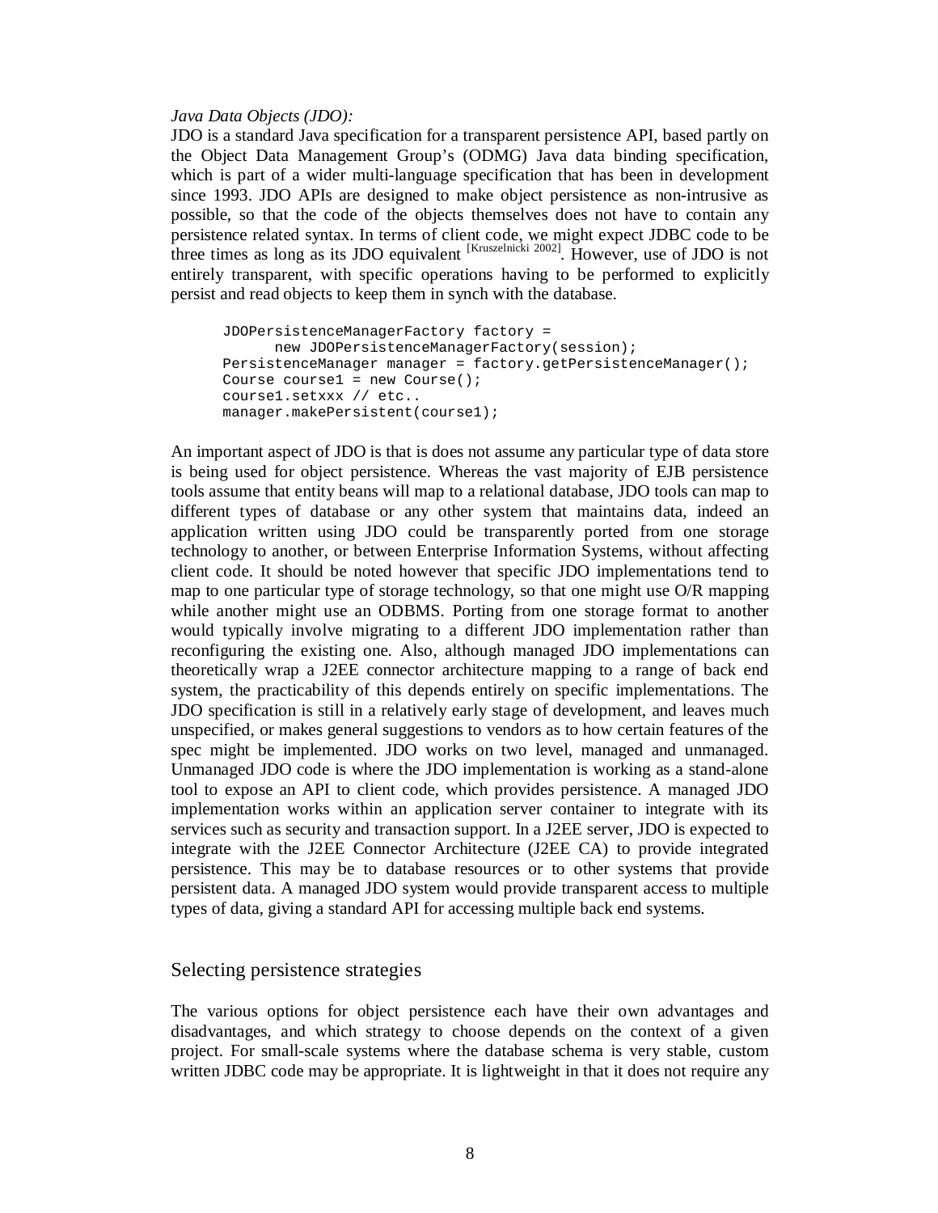*Java Data Objects (JDO):*

JDO is a standard Java specification for a transparent persistence API, based partly on the Object Data Management Group's (ODMG) Java data binding specification, which is part of a wider multi-language specification that has been in development since 1993. JDO APIs are designed to make object persistence as non-intrusive as possible, so that the code of the objects themselves does not have to contain any persistence related syntax. In terms of client code, we might expect JDBC code to be three times as long as its JDO equivalent [Kruszelnicki 2002]. However, use of JDO is not entirely transparent, with specific operations having to be performed to explicitly persist and read objects to keep them in synch with the database.

```
JDOPersistenceManagerFactory factory =
      new JDOPersistenceManagerFactory(session);
PersistenceManager manager = factory.getPersistenceManager();
Course course1 = new Course();
course1.setxxx // etc..
manager.makePersistent(course1);
```

An important aspect of JDO is that is does not assume any particular type of data store is being used for object persistence. Whereas the vast majority of EJB persistence tools assume that entity beans will map to a relational database, JDO tools can map to different types of database or any other system that maintains data, indeed an application written using JDO could be transparently ported from one storage technology to another, or between Enterprise Information Systems, without affecting client code. It should be noted however that specific JDO implementations tend to map to one particular type of storage technology, so that one might use O/R mapping while another might use an ODBMS. Porting from one storage format to another would typically involve migrating to a different JDO implementation rather than reconfiguring the existing one. Also, although managed JDO implementations can theoretically wrap a J2EE connector architecture mapping to a range of back end system, the practicability of this depends entirely on specific implementations. The JDO specification is still in a relatively early stage of development, and leaves much unspecified, or makes general suggestions to vendors as to how certain features of the spec might be implemented. JDO works on two level, managed and unmanaged. Unmanaged JDO code is where the JDO implementation is working as a stand-alone tool to expose an API to client code, which provides persistence. A managed JDO implementation works within an application server container to integrate with its services such as security and transaction support. In a J2EE server, JDO is expected to integrate with the J2EE Connector Architecture (J2EE CA) to provide integrated persistence. This may be to database resources or to other systems that provide persistent data. A managed JDO system would provide transparent access to multiple types of data, giving a standard API for accessing multiple back end systems.

## Selecting persistence strategies

The various options for object persistence each have their own advantages and disadvantages, and which strategy to choose depends on the context of a given project. For small-scale systems where the database schema is very stable, custom written JDBC code may be appropriate. It is lightweight in that it does not require any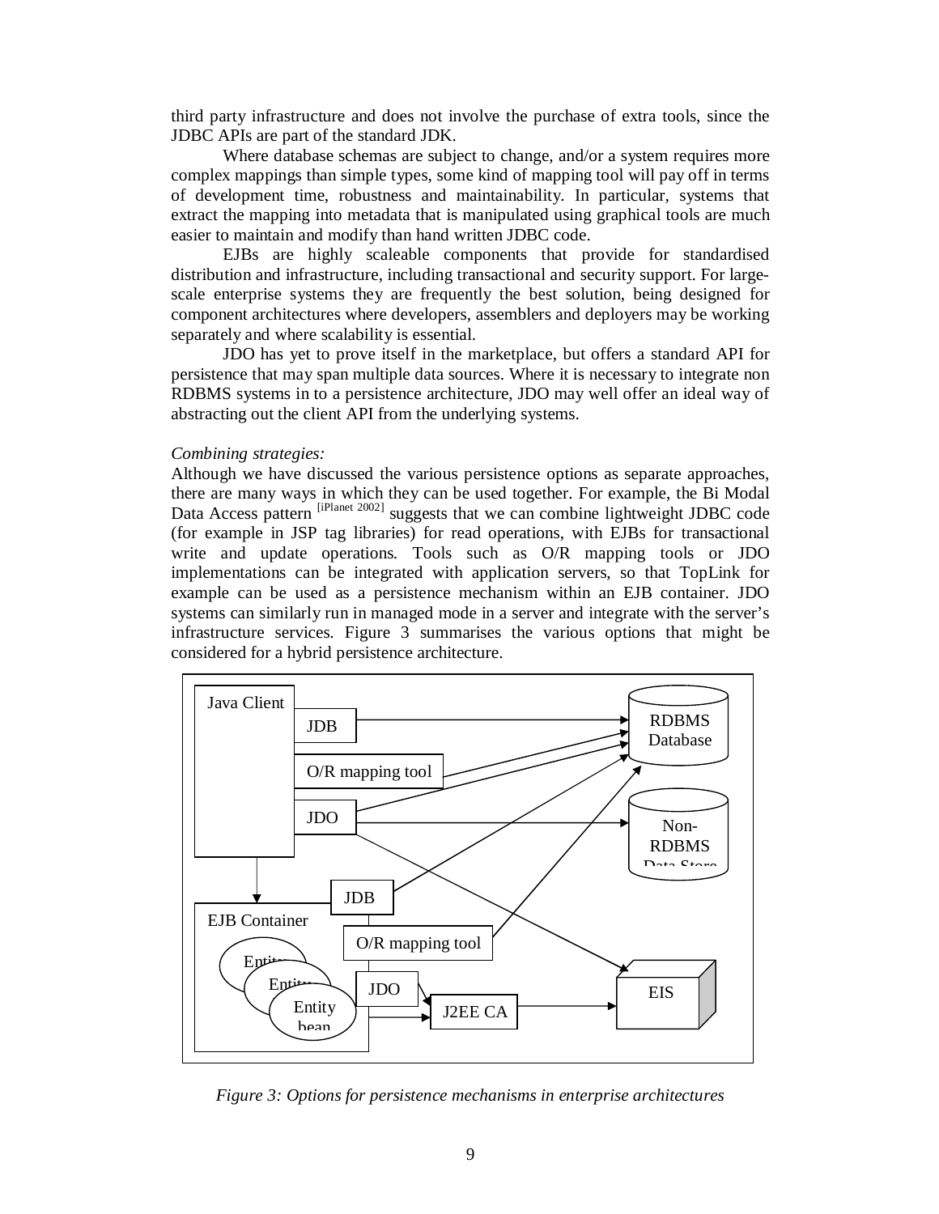third party infrastructure and does not involve the purchase of extra tools, since the JDBC APIs are part of the standard JDK.

Where database schemas are subject to change, and/or a system requires more complex mappings than simple types, some kind of mapping tool will pay off in terms of development time, robustness and maintainability. In particular, systems that extract the mapping into metadata that is manipulated using graphical tools are much easier to maintain and modify than hand written JDBC code.

EJBs are highly scaleable components that provide for standardised distribution and infrastructure, including transactional and security support. For large-scale enterprise systems they are frequently the best solution, being designed for component architectures where developers, assemblers and deployers may be working separately and where scalability is essential.

JDO has yet to prove itself in the marketplace, but offers a standard API for persistence that may span multiple data sources. Where it is necessary to integrate non RDBMS systems in to a persistence architecture, JDO may well offer an ideal way of abstracting out the client API from the underlying systems.

*Combining strategies:*

Although we have discussed the various persistence options as separate approaches, there are many ways in which they can be used together. For example, the Bi Modal Data Access pattern [iPlanet 2002] suggests that we can combine lightweight JDBC code (for example in JSP tag libraries) for read operations, with EJBs for transactional write and update operations. Tools such as O/R mapping tools or JDO implementations can be integrated with application servers, so that TopLink for example can be used as a persistence mechanism within an EJB container. JDO systems can similarly run in managed mode in a server and integrate with the server's infrastructure services. Figure 3 summarises the various options that might be considered for a hybrid persistence architecture.

*Figure 3: Options for persistence mechanisms in enterprise architectures*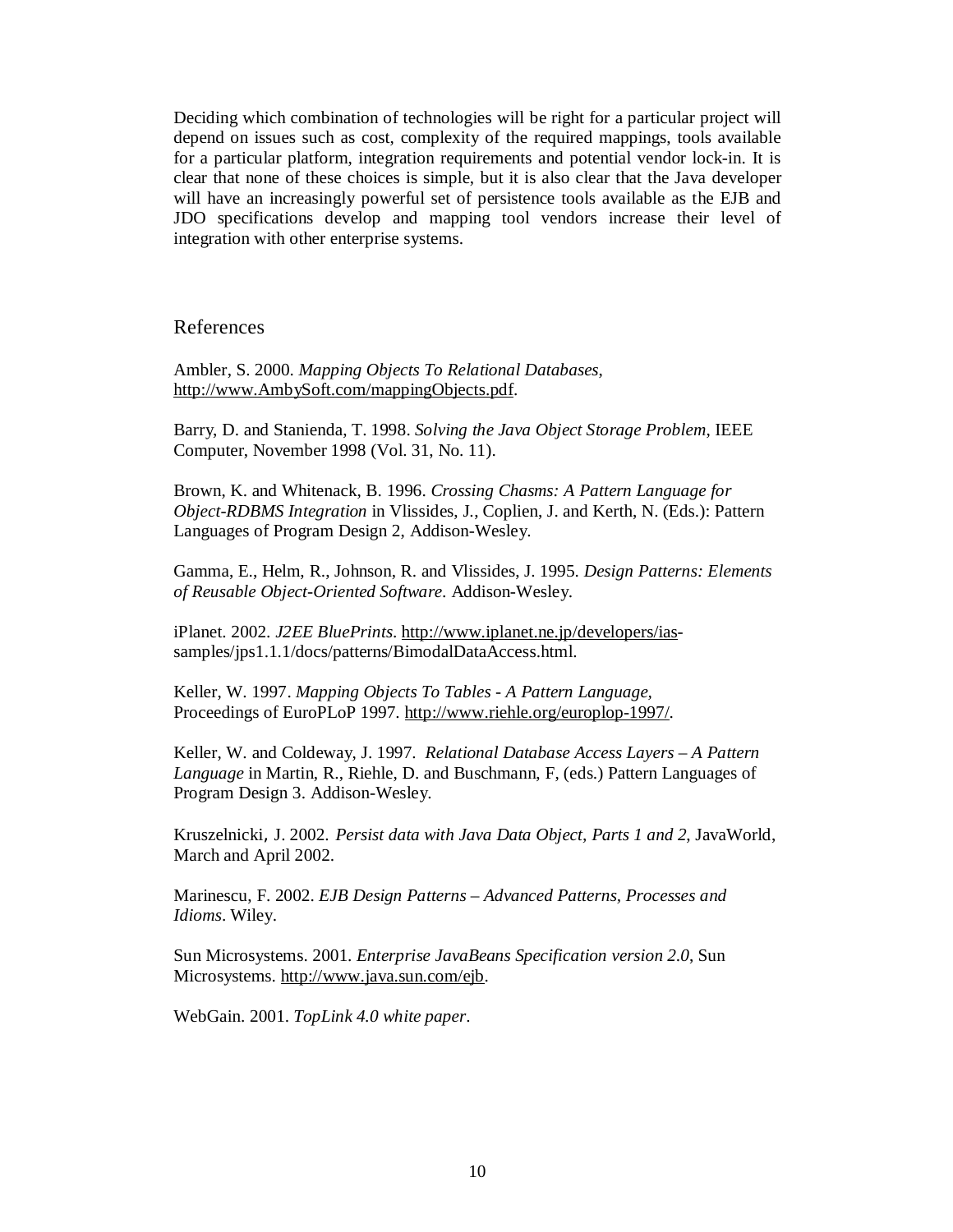Deciding which combination of technologies will be right for a particular project will depend on issues such as cost, complexity of the required mappings, tools available for a particular platform, integration requirements and potential vendor lock-in. It is clear that none of these choices is simple, but it is also clear that the Java developer will have an increasingly powerful set of persistence tools available as the EJB and JDO specifications develop and mapping tool vendors increase their level of integration with other enterprise systems.

## References

Ambler, S. 2000. *Mapping Objects To Relational Databases*, http://www.AmbySoft.com/mappingObjects.pdf.

Barry, D. and Stanienda, T. 1998. *Solving the Java Object Storage Problem*, IEEE Computer, November 1998 (Vol. 31, No. 11).

Brown, K. and Whitenack, B. 1996. *Crossing Chasms: A Pattern Language for Object-RDBMS Integration* in Vlissides, J., Coplien, J. and Kerth, N. (Eds.): Pattern Languages of Program Design 2, Addison-Wesley.

Gamma, E., Helm, R., Johnson, R. and Vlissides, J. 1995. *Design Patterns: Elements of Reusable Object-Oriented Software*. Addison-Wesley.

iPlanet. 2002. *J2EE BluePrints*. http://www.iplanet.ne.jp/developers/ias-samples/jps1.1.1/docs/patterns/BimodalDataAccess.html.

Keller, W. 1997. *Mapping Objects To Tables - A Pattern Language*, Proceedings of EuroPLoP 1997. http://www.riehle.org/europlop-1997/.

Keller, W. and Coldeway, J. 1997. *Relational Database Access Layers – A Pattern Language* in Martin, R., Riehle, D. and Buschmann, F, (eds.) Pattern Languages of Program Design 3. Addison-Wesley.

Kruszelnicki, J. 2002. *Persist data with Java Data Object, Parts 1 and 2*, JavaWorld, March and April 2002.

Marinescu, F. 2002. *EJB Design Patterns – Advanced Patterns, Processes and Idioms*. Wiley.

Sun Microsystems. 2001. *Enterprise JavaBeans Specification version 2.0*, Sun Microsystems. http://www.java.sun.com/ejb.

WebGain. 2001. *TopLink 4.0 white paper*.